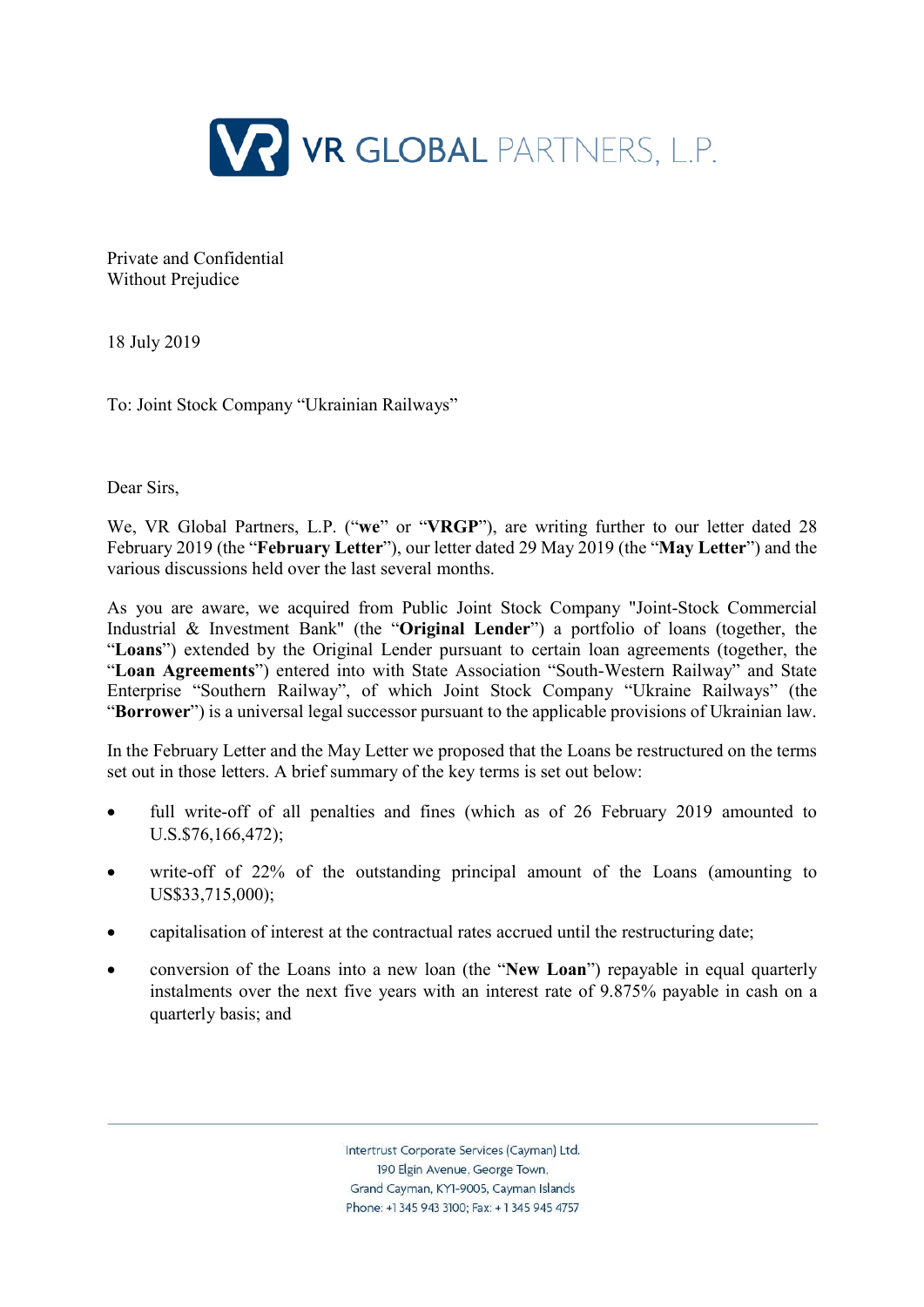VR GLOBAL PARTNERS, L.P.

Private and Confidential
Without Prejudice

18 July 2019

To: Joint Stock Company "Ukrainian Railways"

Dear Sirs,

We, VR Global Partners, L.P. ("**we**" or "**VRGP**"), are writing further to our letter dated 28 February 2019 (the "**February Letter**"), our letter dated 29 May 2019 (the "**May Letter**") and the various discussions held over the last several months.

As you are aware, we acquired from Public Joint Stock Company "Joint-Stock Commercial Industrial & Investment Bank" (the "**Original Lender**") a portfolio of loans (together, the "**Loans**") extended by the Original Lender pursuant to certain loan agreements (together, the "**Loan Agreements**") entered into with State Association "South-Western Railway" and State Enterprise "Southern Railway", of which Joint Stock Company "Ukraine Railways" (the "**Borrower**") is a universal legal successor pursuant to the applicable provisions of Ukrainian law.

In the February Letter and the May Letter we proposed that the Loans be restructured on the terms set out in those letters. A brief summary of the key terms is set out below:

- full write-off of all penalties and fines (which as of 26 February 2019 amounted to U.S.$76,166,472);
- write-off of 22% of the outstanding principal amount of the Loans (amounting to US$33,715,000);
- capitalisation of interest at the contractual rates accrued until the restructuring date;
- conversion of the Loans into a new loan (the "**New Loan**") repayable in equal quarterly instalments over the next five years with an interest rate of 9.875% payable in cash on a quarterly basis; and

Intertrust Corporate Services (Cayman) Ltd.
190 Elgin Avenue, George Town,
Grand Cayman, KY1-9005, Cayman Islands
Phone: +1 345 943 3100; Fax: + 1 345 945 4757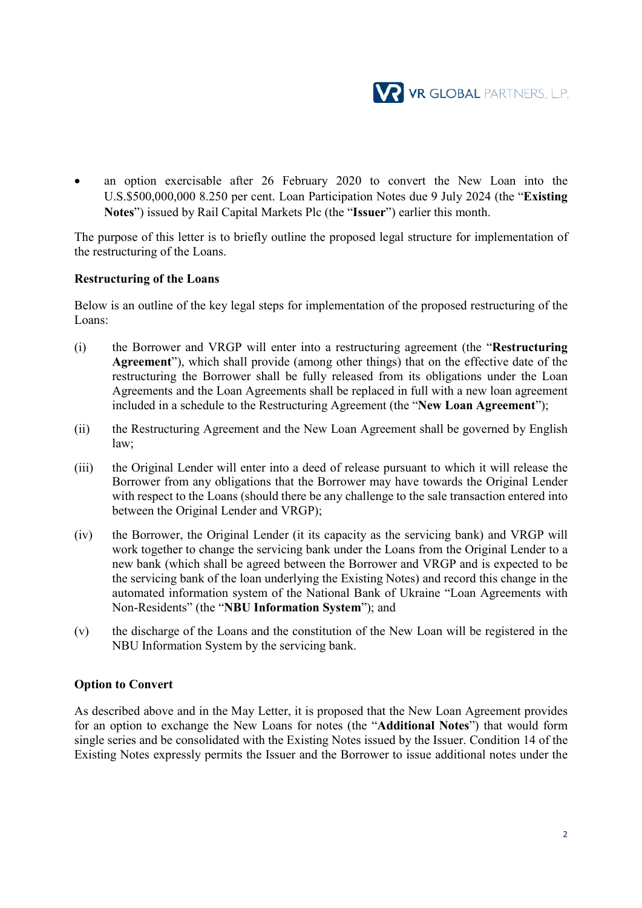- an option exercisable after 26 February 2020 to convert the New Loan into the U.S.$500,000,000 8.250 per cent. Loan Participation Notes due 9 July 2024 (the "**Existing Notes**") issued by Rail Capital Markets Plc (the "**Issuer**") earlier this month.

The purpose of this letter is to briefly outline the proposed legal structure for implementation of the restructuring of the Loans.

**Restructuring of the Loans**

Below is an outline of the key legal steps for implementation of the proposed restructuring of the Loans:

(i) the Borrower and VRGP will enter into a restructuring agreement (the "**Restructuring Agreement**"), which shall provide (among other things) that on the effective date of the restructuring the Borrower shall be fully released from its obligations under the Loan Agreements and the Loan Agreements shall be replaced in full with a new loan agreement included in a schedule to the Restructuring Agreement (the "**New Loan Agreement**");

(ii) the Restructuring Agreement and the New Loan Agreement shall be governed by English law;

(iii) the Original Lender will enter into a deed of release pursuant to which it will release the Borrower from any obligations that the Borrower may have towards the Original Lender with respect to the Loans (should there be any challenge to the sale transaction entered into between the Original Lender and VRGP);

(iv) the Borrower, the Original Lender (it its capacity as the servicing bank) and VRGP will work together to change the servicing bank under the Loans from the Original Lender to a new bank (which shall be agreed between the Borrower and VRGP and is expected to be the servicing bank of the loan underlying the Existing Notes) and record this change in the automated information system of the National Bank of Ukraine "Loan Agreements with Non-Residents" (the "**NBU Information System**"); and

(v) the discharge of the Loans and the constitution of the New Loan will be registered in the NBU Information System by the servicing bank.

**Option to Convert**

As described above and in the May Letter, it is proposed that the New Loan Agreement provides for an option to exchange the New Loans for notes (the "**Additional Notes**") that would form single series and be consolidated with the Existing Notes issued by the Issuer. Condition 14 of the Existing Notes expressly permits the Issuer and the Borrower to issue additional notes under the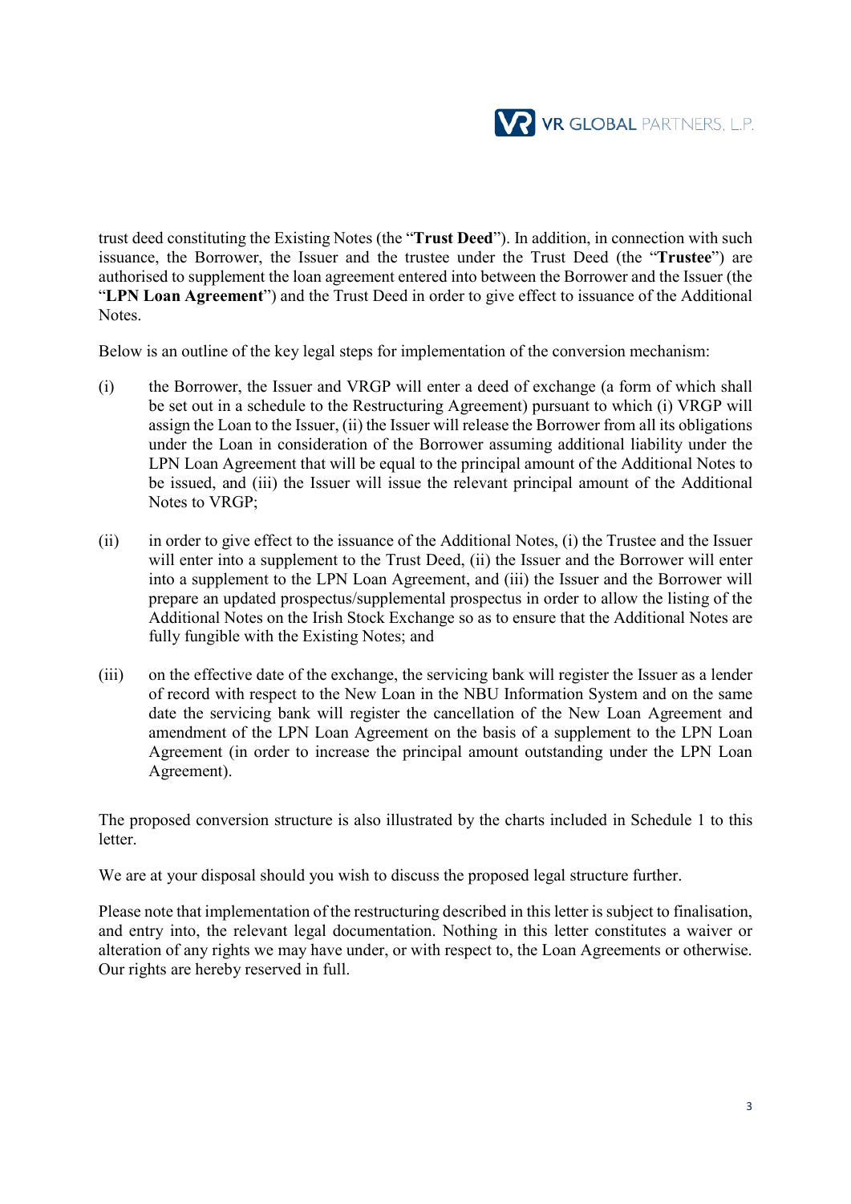trust deed constituting the Existing Notes (the "**Trust Deed**"). In addition, in connection with such issuance, the Borrower, the Issuer and the trustee under the Trust Deed (the "**Trustee**") are authorised to supplement the loan agreement entered into between the Borrower and the Issuer (the "**LPN Loan Agreement**") and the Trust Deed in order to give effect to issuance of the Additional Notes.

Below is an outline of the key legal steps for implementation of the conversion mechanism:

(i) the Borrower, the Issuer and VRGP will enter a deed of exchange (a form of which shall be set out in a schedule to the Restructuring Agreement) pursuant to which (i) VRGP will assign the Loan to the Issuer, (ii) the Issuer will release the Borrower from all its obligations under the Loan in consideration of the Borrower assuming additional liability under the LPN Loan Agreement that will be equal to the principal amount of the Additional Notes to be issued, and (iii) the Issuer will issue the relevant principal amount of the Additional Notes to VRGP;

(ii) in order to give effect to the issuance of the Additional Notes, (i) the Trustee and the Issuer will enter into a supplement to the Trust Deed, (ii) the Issuer and the Borrower will enter into a supplement to the LPN Loan Agreement, and (iii) the Issuer and the Borrower will prepare an updated prospectus/supplemental prospectus in order to allow the listing of the Additional Notes on the Irish Stock Exchange so as to ensure that the Additional Notes are fully fungible with the Existing Notes; and

(iii) on the effective date of the exchange, the servicing bank will register the Issuer as a lender of record with respect to the New Loan in the NBU Information System and on the same date the servicing bank will register the cancellation of the New Loan Agreement and amendment of the LPN Loan Agreement on the basis of a supplement to the LPN Loan Agreement (in order to increase the principal amount outstanding under the LPN Loan Agreement).

The proposed conversion structure is also illustrated by the charts included in Schedule 1 to this letter.

We are at your disposal should you wish to discuss the proposed legal structure further.

Please note that implementation of the restructuring described in this letter is subject to finalisation, and entry into, the relevant legal documentation. Nothing in this letter constitutes a waiver or alteration of any rights we may have under, or with respect to, the Loan Agreements or otherwise. Our rights are hereby reserved in full.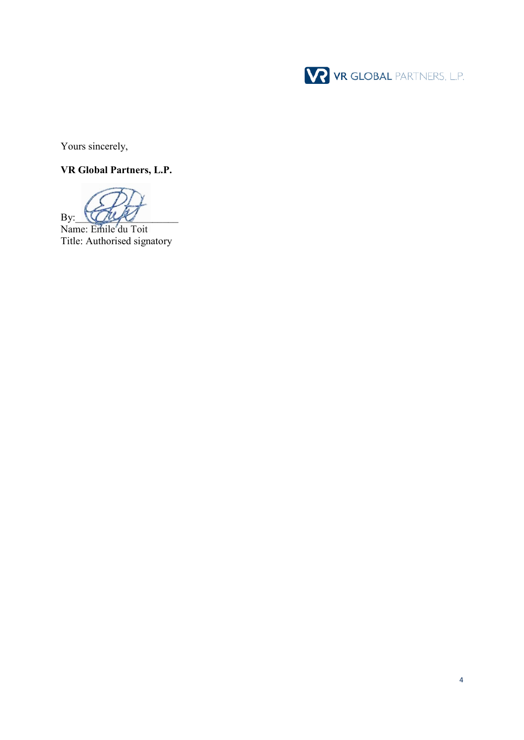Yours sincerely,

**VR Global Partners, L.P.**

By:\_\_\_\_\_\_\_\_\_\_\_\_\_\_\_\_\_\_\_\_
Name: Emile du Toit
Title: Authorised signatory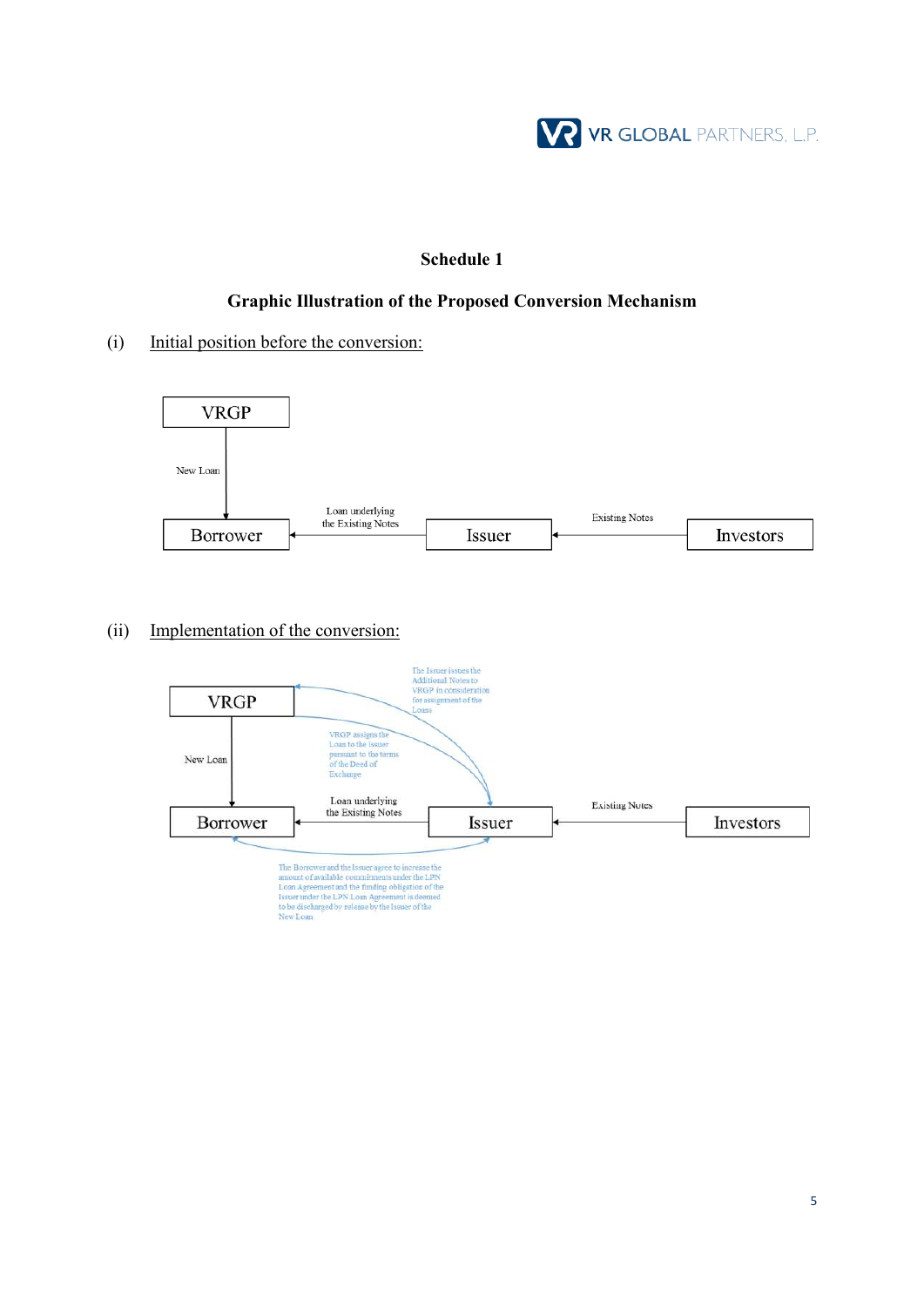## Schedule 1

### Graphic Illustration of the Proposed Conversion Mechanism

(i) Initial position before the conversion:

VRGP

New Loan

Borrower

Loan underlying the Existing Notes

Issuer

Existing Notes

Investors

(ii) Implementation of the conversion:

VRGP

The Issuer issues the Additional Notes to VRGP in consideration for assignment of the Loans

VRGP assigns the Loan to the Issuer pursuant to the terms of the Deed of Exchange

New Loan

Borrower

Loan underlying the Existing Notes

Issuer

Existing Notes

Investors

The Borrower and the Issuer agree to increase the amount of available commitments under the LPN Loan Agreement and the funding obligation of the Issuer under the LPN Loan Agreement is deemed to be discharged by release by the Issuer of the New Loan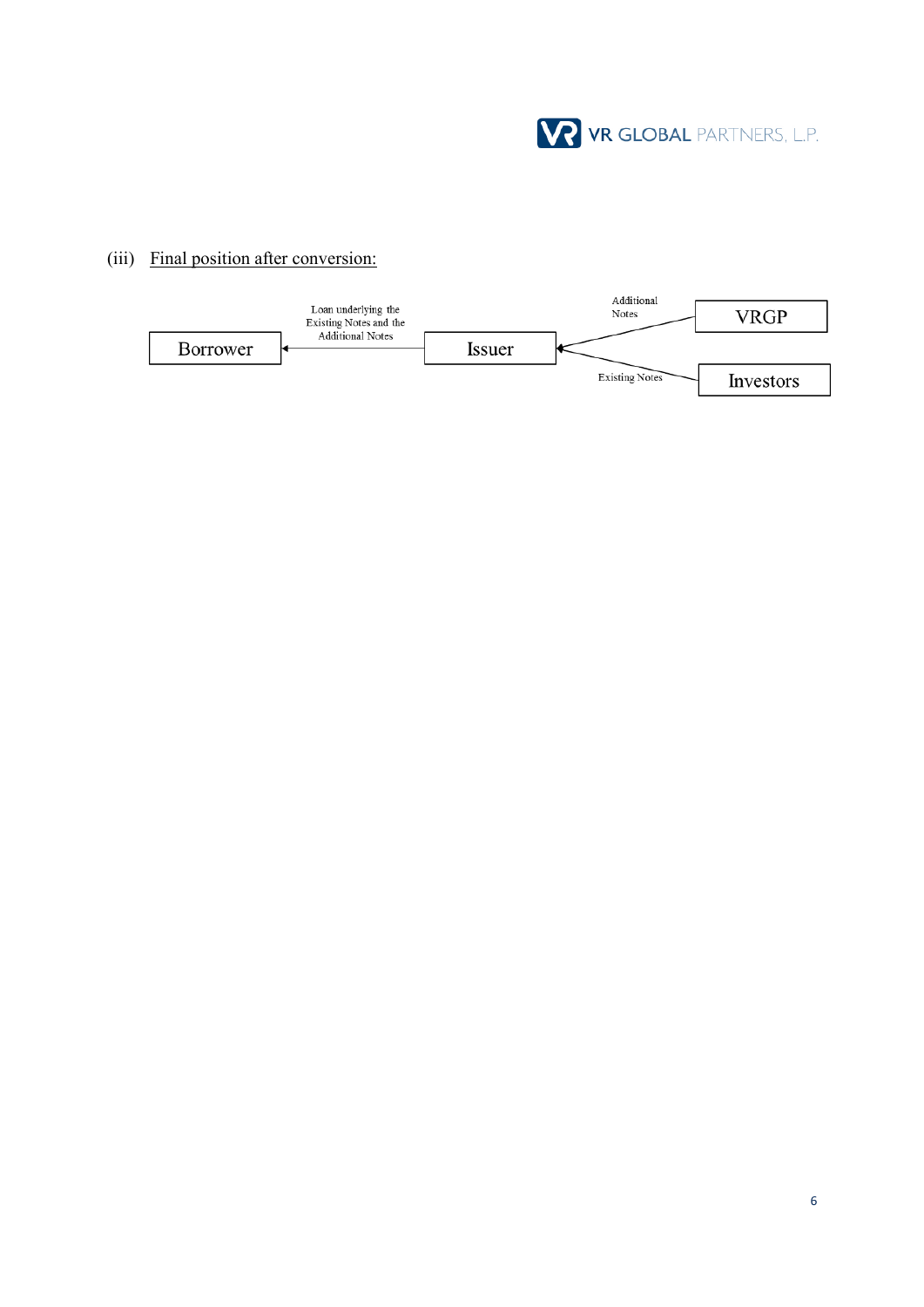(iii) Final position after conversion:

Borrower

Loan underlying the Existing Notes and the Additional Notes

Issuer

Additional Notes

VRGP

Existing Notes

Investors